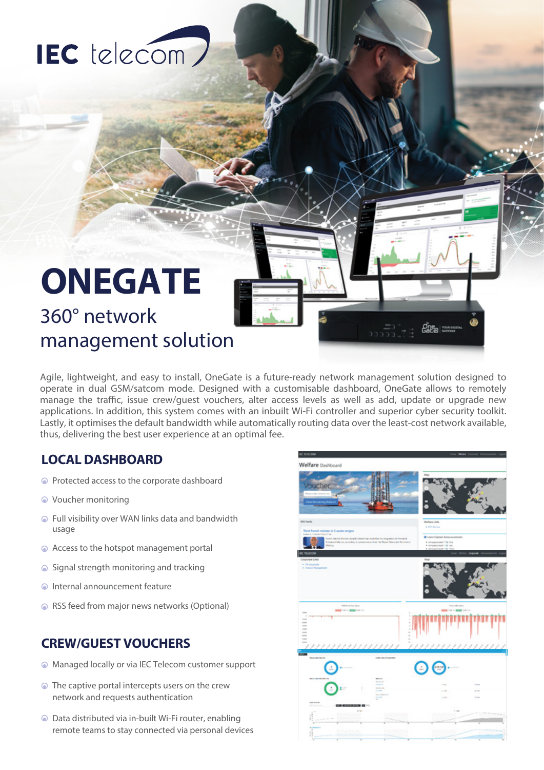IEC telecom

# ONEGATE

## 360° network management solution

Agile, lightweight, and easy to install, OneGate is a future-ready network management solution designed to operate in dual GSM/satcom mode. Designed with a customisable dashboard, OneGate allows to remotely manage the traffic, issue crew/guest vouchers, alter access levels as well as add, update or upgrade new applications. In addition, this system comes with an inbuilt Wi-Fi controller and superior cyber security toolkit. Lastly, it optimises the default bandwidth while automatically routing data over the least-cost network available, thus, delivering the best user experience at an optimal fee.

## LOCAL DASHBOARD

- Protected access to the corporate dashboard
- Voucher monitoring
- Full visibility over WAN links data and bandwidth usage
- Access to the hotspot management portal
- Signal strength monitoring and tracking
- Internal announcement feature
- RSS feed from major news networks (Optional)

## CREW/GUEST VOUCHERS

- Managed locally or via IEC Telecom customer support
- The captive portal intercepts users on the crew network and requests authentication
- Data distributed via in-built Wi-Fi router, enabling remote teams to stay connected via personal devices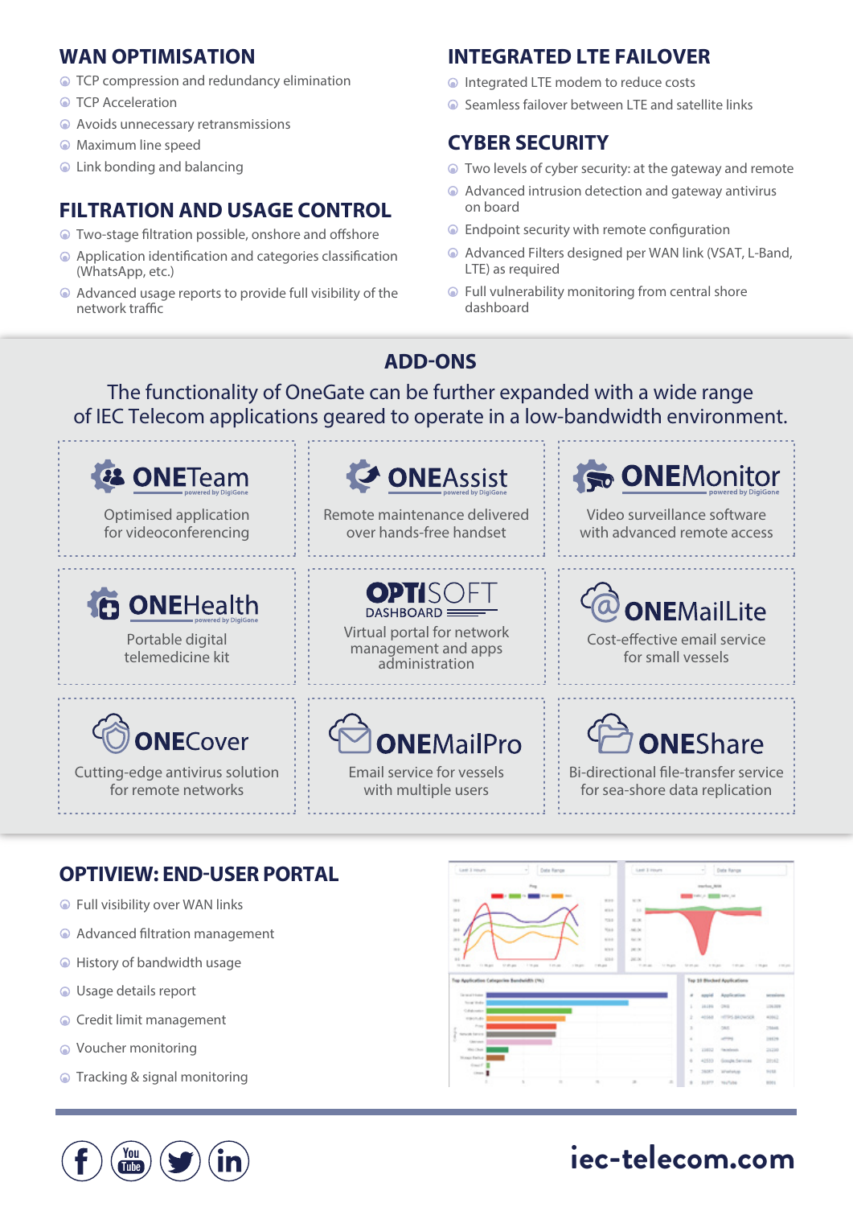## WAN OPTIMISATION

- TCP compression and redundancy elimination
- TCP Acceleration
- Avoids unnecessary retransmissions
- Maximum line speed
- Link bonding and balancing

## FILTRATION AND USAGE CONTROL

- Two-stage filtration possible, onshore and offshore
- Application identification and categories classification (WhatsApp, etc.)
- Advanced usage reports to provide full visibility of the network traffic

## INTEGRATED LTE FAILOVER

- Integrated LTE modem to reduce costs
- Seamless failover between LTE and satellite links

## CYBER SECURITY

- Two levels of cyber security: at the gateway and remote
- Advanced intrusion detection and gateway antivirus on board
- Endpoint security with remote configuration
- Advanced Filters designed per WAN link (VSAT, L-Band, LTE) as required
- Full vulnerability monitoring from central shore dashboard

## ADD-ONS

The functionality of OneGate can be further expanded with a wide range of IEC Telecom applications geared to operate in a low-bandwidth environment.

**ONETeam** powered by DigiGone
Optimised application for videoconferencing

**ONEAssist** powered by DigiGone
Remote maintenance delivered over hands-free handset

**ONEMonitor** powered by DigiGone
Video surveillance software with advanced remote access

**ONEHealth** powered by DigiGone
Portable digital telemedicine kit

**OPTISOFT DASHBOARD**
Virtual portal for network management and apps administration

**ONEMailLite**
Cost-effective email service for small vessels

**ONECover**
Cutting-edge antivirus solution for remote networks

**ONEMailPro**
Email service for vessels with multiple users

**ONEShare**
Bi-directional file-transfer service for sea-shore data replication

## OPTIVIEW: END-USER PORTAL

- Full visibility over WAN links
- Advanced filtration management
- History of bandwidth usage
- Usage details report
- Credit limit management
- Voucher monitoring
- Tracking & signal monitoring

iec-telecom.com